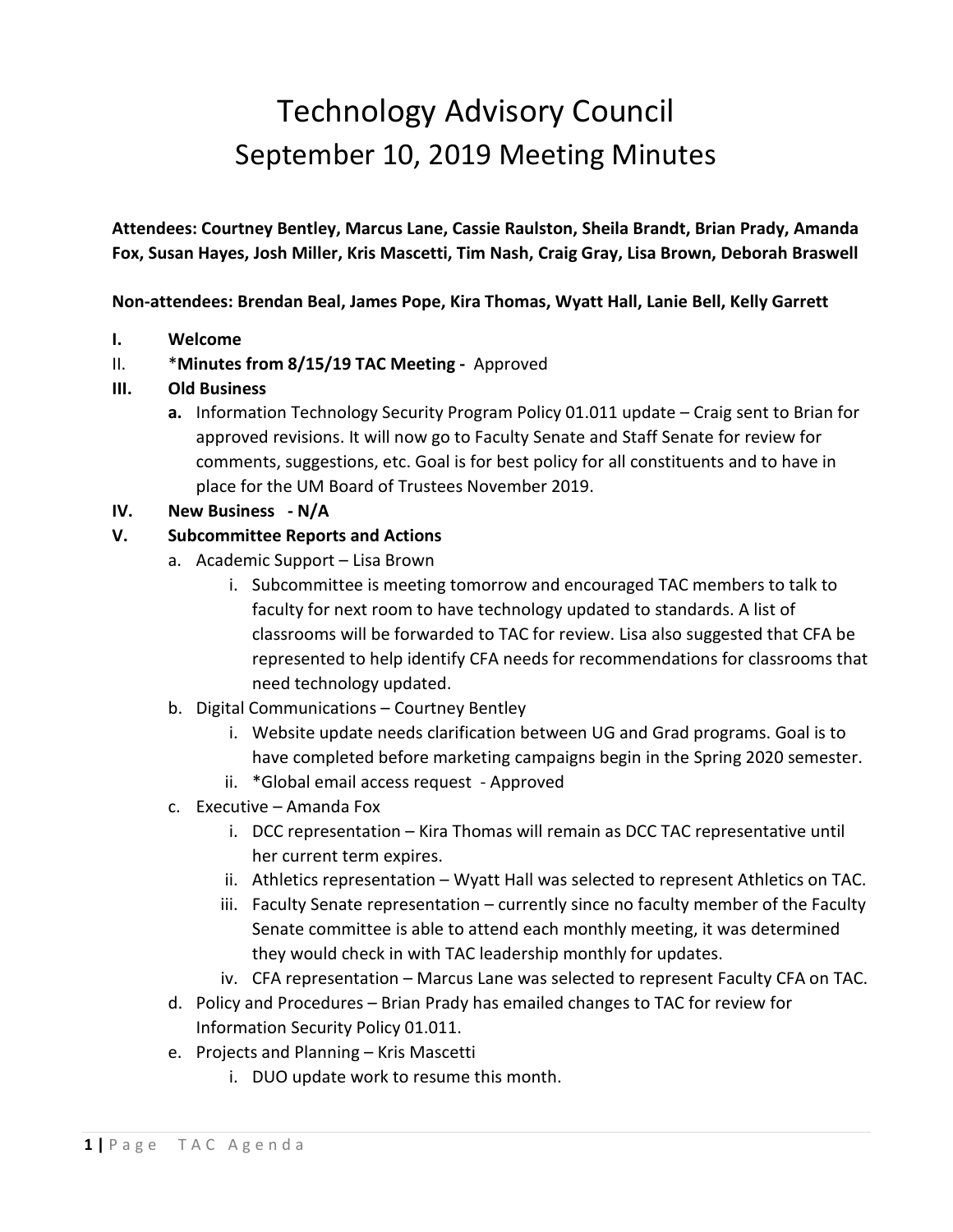# Technology Advisory Council
## September 10, 2019 Meeting Minutes

**Attendees: Courtney Bentley, Marcus Lane, Cassie Raulston, Sheila Brandt, Brian Prady, Amanda Fox, Susan Hayes, Josh Miller, Kris Mascetti, Tim Nash, Craig Gray, Lisa Brown, Deborah Braswell**

**Non-attendees: Brendan Beal, James Pope, Kira Thomas, Wyatt Hall, Lanie Bell, Kelly Garrett**

I. **Welcome**

II. ***Minutes from 8/15/19 TAC Meeting -** Approved

III. **Old Business**

   **a.** Information Technology Security Program Policy 01.011 update – Craig sent to Brian for approved revisions. It will now go to Faculty Senate and Staff Senate for review for comments, suggestions, etc. Goal is for best policy for all constituents and to have in place for the UM Board of Trustees November 2019.

IV. **New Business - N/A**

V. **Subcommittee Reports and Actions**

   a. Academic Support – Lisa Brown
      i. Subcommittee is meeting tomorrow and encouraged TAC members to talk to faculty for next room to have technology updated to standards. A list of classrooms will be forwarded to TAC for review. Lisa also suggested that CFA be represented to help identify CFA needs for recommendations for classrooms that need technology updated.

   b. Digital Communications – Courtney Bentley
      i. Website update needs clarification between UG and Grad programs. Goal is to have completed before marketing campaigns begin in the Spring 2020 semester.
      ii. *Global email access request - Approved

   c. Executive – Amanda Fox
      i. DCC representation – Kira Thomas will remain as DCC TAC representative until her current term expires.
      ii. Athletics representation – Wyatt Hall was selected to represent Athletics on TAC.
      iii. Faculty Senate representation – currently since no faculty member of the Faculty Senate committee is able to attend each monthly meeting, it was determined they would check in with TAC leadership monthly for updates.
      iv. CFA representation – Marcus Lane was selected to represent Faculty CFA on TAC.

   d. Policy and Procedures – Brian Prady has emailed changes to TAC for review for Information Security Policy 01.011.

   e. Projects and Planning – Kris Mascetti
      i. DUO update work to resume this month.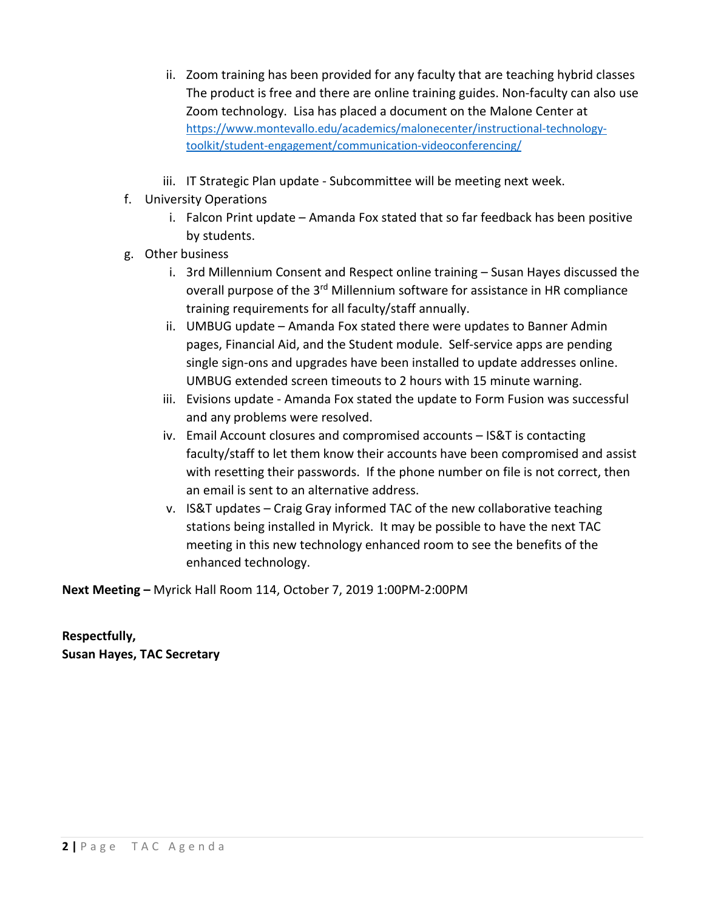ii. Zoom training has been provided for any faculty that are teaching hybrid classes The product is free and there are online training guides. Non-faculty can also use Zoom technology. Lisa has placed a document on the Malone Center at https://www.montevallo.edu/academics/malonecenter/instructional-technology-toolkit/student-engagement/communication-videoconferencing/

iii. IT Strategic Plan update - Subcommittee will be meeting next week.

f. University Operations

   i. Falcon Print update – Amanda Fox stated that so far feedback has been positive by students.

g. Other business

   i. 3rd Millennium Consent and Respect online training – Susan Hayes discussed the overall purpose of the 3rd Millennium software for assistance in HR compliance training requirements for all faculty/staff annually.

   ii. UMBUG update – Amanda Fox stated there were updates to Banner Admin pages, Financial Aid, and the Student module. Self-service apps are pending single sign-ons and upgrades have been installed to update addresses online. UMBUG extended screen timeouts to 2 hours with 15 minute warning.

   iii. Evisions update - Amanda Fox stated the update to Form Fusion was successful and any problems were resolved.

   iv. Email Account closures and compromised accounts – IS&T is contacting faculty/staff to let them know their accounts have been compromised and assist with resetting their passwords. If the phone number on file is not correct, then an email is sent to an alternative address.

   v. IS&T updates – Craig Gray informed TAC of the new collaborative teaching stations being installed in Myrick. It may be possible to have the next TAC meeting in this new technology enhanced room to see the benefits of the enhanced technology.

**Next Meeting –** Myrick Hall Room 114, October 7, 2019 1:00PM-2:00PM

**Respectfully,**
**Susan Hayes, TAC Secretary**